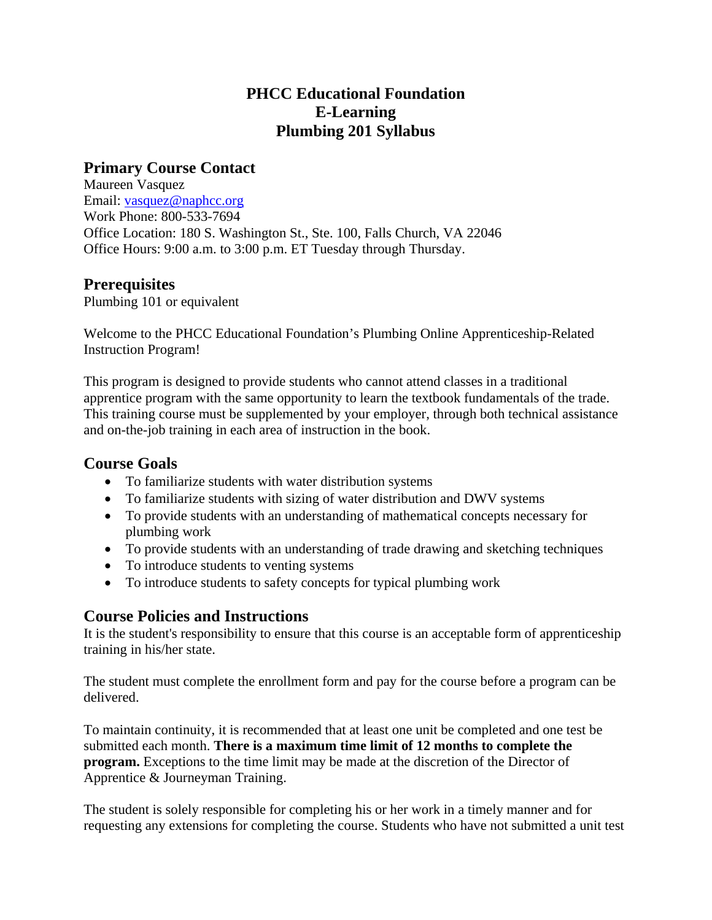# PHCC Educational Foundation
# E-Learning
# Plumbing 201 Syllabus

## Primary Course Contact

Maureen Vasquez
Email: [vasquez@naphcc.org](mailto:vasquez@naphcc.org)
Work Phone: 800-533-7694
Office Location: 180 S. Washington St., Ste. 100, Falls Church, VA 22046
Office Hours: 9:00 a.m. to 3:00 p.m. ET Tuesday through Thursday.

## Prerequisites

Plumbing 101 or equivalent

Welcome to the PHCC Educational Foundation's Plumbing Online Apprenticeship-Related Instruction Program!

This program is designed to provide students who cannot attend classes in a traditional apprentice program with the same opportunity to learn the textbook fundamentals of the trade. This training course must be supplemented by your employer, through both technical assistance and on-the-job training in each area of instruction in the book.

## Course Goals

- To familiarize students with water distribution systems
- To familiarize students with sizing of water distribution and DWV systems
- To provide students with an understanding of mathematical concepts necessary for plumbing work
- To provide students with an understanding of trade drawing and sketching techniques
- To introduce students to venting systems
- To introduce students to safety concepts for typical plumbing work

## Course Policies and Instructions

It is the student's responsibility to ensure that this course is an acceptable form of apprenticeship training in his/her state.

The student must complete the enrollment form and pay for the course before a program can be delivered.

To maintain continuity, it is recommended that at least one unit be completed and one test be submitted each month. **There is a maximum time limit of 12 months to complete the program.** Exceptions to the time limit may be made at the discretion of the Director of Apprentice & Journeyman Training.

The student is solely responsible for completing his or her work in a timely manner and for requesting any extensions for completing the course. Students who have not submitted a unit test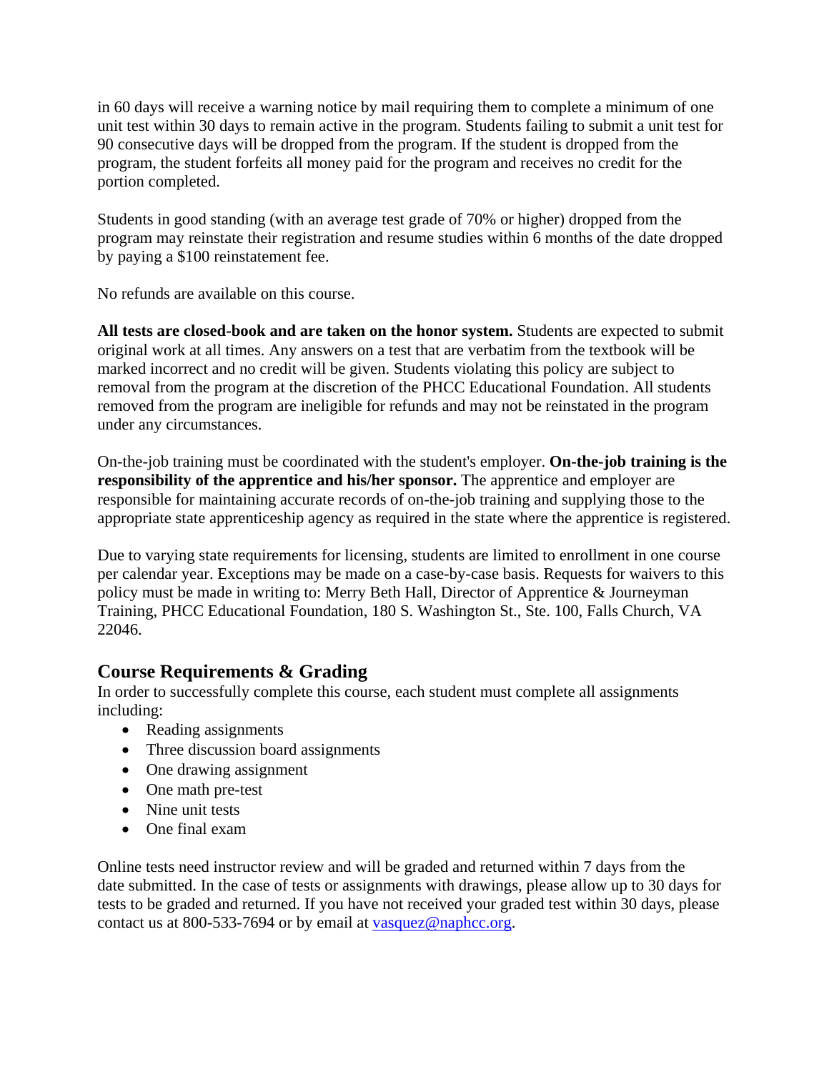in 60 days will receive a warning notice by mail requiring them to complete a minimum of one unit test within 30 days to remain active in the program. Students failing to submit a unit test for 90 consecutive days will be dropped from the program. If the student is dropped from the program, the student forfeits all money paid for the program and receives no credit for the portion completed.

Students in good standing (with an average test grade of 70% or higher) dropped from the program may reinstate their registration and resume studies within 6 months of the date dropped by paying a $100 reinstatement fee.

No refunds are available on this course.

**All tests are closed-book and are taken on the honor system.** Students are expected to submit original work at all times. Any answers on a test that are verbatim from the textbook will be marked incorrect and no credit will be given. Students violating this policy are subject to removal from the program at the discretion of the PHCC Educational Foundation. All students removed from the program are ineligible for refunds and may not be reinstated in the program under any circumstances.

On-the-job training must be coordinated with the student's employer. **On-the-job training is the responsibility of the apprentice and his/her sponsor.** The apprentice and employer are responsible for maintaining accurate records of on-the-job training and supplying those to the appropriate state apprenticeship agency as required in the state where the apprentice is registered.

Due to varying state requirements for licensing, students are limited to enrollment in one course per calendar year. Exceptions may be made on a case-by-case basis. Requests for waivers to this policy must be made in writing to: Merry Beth Hall, Director of Apprentice & Journeyman Training, PHCC Educational Foundation, 180 S. Washington St., Ste. 100, Falls Church, VA 22046.

## Course Requirements & Grading

In order to successfully complete this course, each student must complete all assignments including:

- Reading assignments
- Three discussion board assignments
- One drawing assignment
- One math pre-test
- Nine unit tests
- One final exam

Online tests need instructor review and will be graded and returned within 7 days from the date submitted. In the case of tests or assignments with drawings, please allow up to 30 days for tests to be graded and returned. If you have not received your graded test within 30 days, please contact us at 800-533-7694 or by email at [vasquez@naphcc.org](mailto:vasquez@naphcc.org).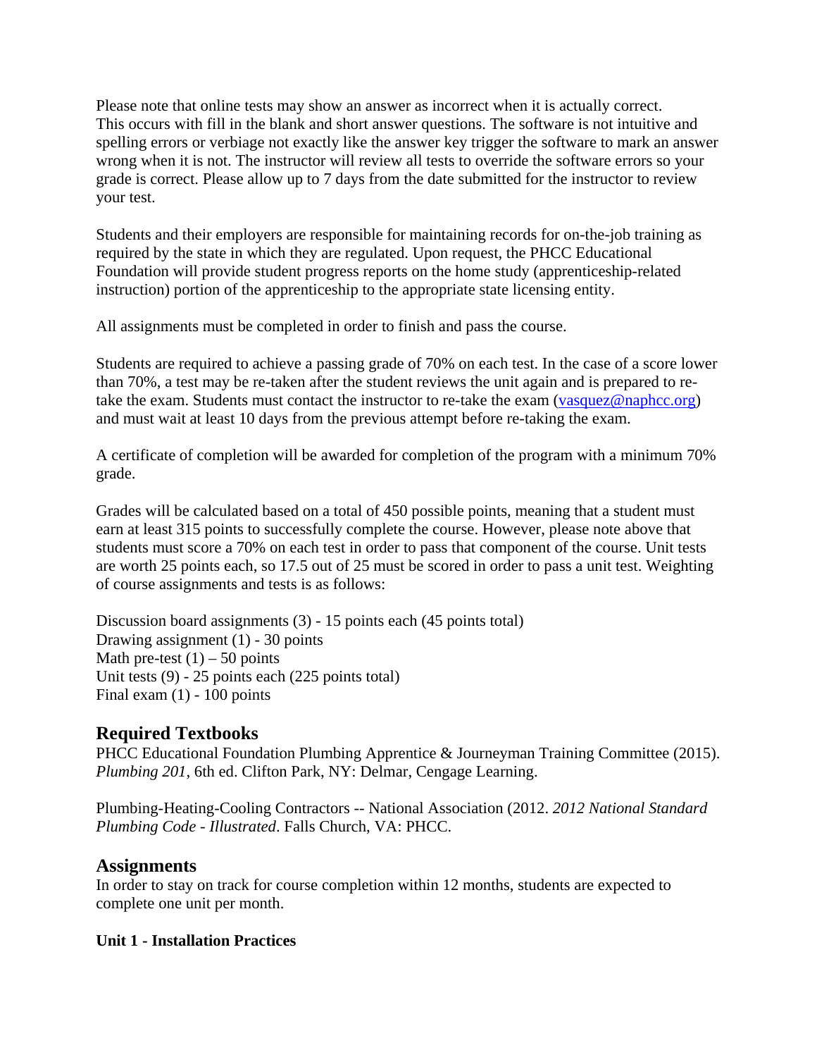Please note that online tests may show an answer as incorrect when it is actually correct. This occurs with fill in the blank and short answer questions. The software is not intuitive and spelling errors or verbiage not exactly like the answer key trigger the software to mark an answer wrong when it is not. The instructor will review all tests to override the software errors so your grade is correct. Please allow up to 7 days from the date submitted for the instructor to review your test.

Students and their employers are responsible for maintaining records for on-the-job training as required by the state in which they are regulated. Upon request, the PHCC Educational Foundation will provide student progress reports on the home study (apprenticeship-related instruction) portion of the apprenticeship to the appropriate state licensing entity.

All assignments must be completed in order to finish and pass the course.

Students are required to achieve a passing grade of 70% on each test. In the case of a score lower than 70%, a test may be re-taken after the student reviews the unit again and is prepared to re-take the exam. Students must contact the instructor to re-take the exam (vasquez@naphcc.org) and must wait at least 10 days from the previous attempt before re-taking the exam.

A certificate of completion will be awarded for completion of the program with a minimum 70% grade.

Grades will be calculated based on a total of 450 possible points, meaning that a student must earn at least 315 points to successfully complete the course. However, please note above that students must score a 70% on each test in order to pass that component of the course. Unit tests are worth 25 points each, so 17.5 out of 25 must be scored in order to pass a unit test. Weighting of course assignments and tests is as follows:

Discussion board assignments (3) - 15 points each (45 points total)
Drawing assignment (1) - 30 points
Math pre-test (1) – 50 points
Unit tests (9) - 25 points each (225 points total)
Final exam (1) - 100 points

## Required Textbooks

PHCC Educational Foundation Plumbing Apprentice & Journeyman Training Committee (2015). *Plumbing 201*, 6th ed. Clifton Park, NY: Delmar, Cengage Learning.

Plumbing-Heating-Cooling Contractors -- National Association (2012. *2012 National Standard Plumbing Code - Illustrated*. Falls Church, VA: PHCC.

## Assignments

In order to stay on track for course completion within 12 months, students are expected to complete one unit per month.

**Unit 1 - Installation Practices**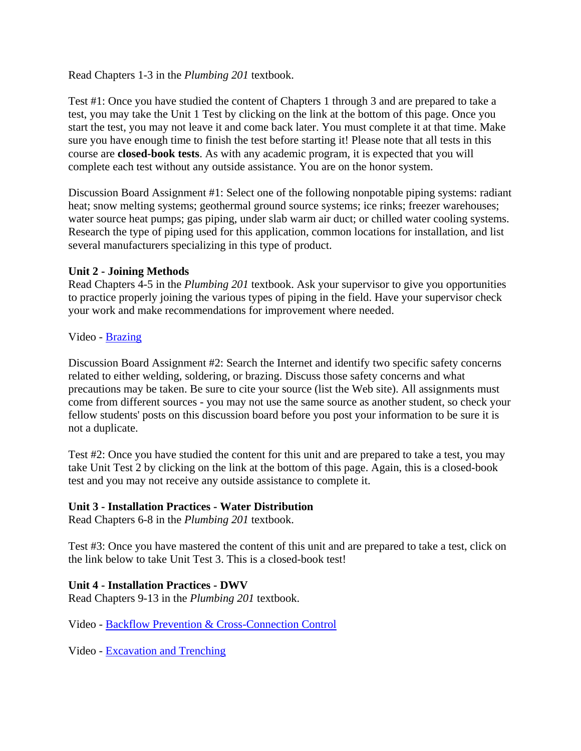Read Chapters 1-3 in the *Plumbing 201* textbook.

Test #1: Once you have studied the content of Chapters 1 through 3 and are prepared to take a test, you may take the Unit 1 Test by clicking on the link at the bottom of this page. Once you start the test, you may not leave it and come back later. You must complete it at that time. Make sure you have enough time to finish the test before starting it! Please note that all tests in this course are **closed-book tests**. As with any academic program, it is expected that you will complete each test without any outside assistance. You are on the honor system.

Discussion Board Assignment #1: Select one of the following nonpotable piping systems: radiant heat; snow melting systems; geothermal ground source systems; ice rinks; freezer warehouses; water source heat pumps; gas piping, under slab warm air duct; or chilled water cooling systems. Research the type of piping used for this application, common locations for installation, and list several manufacturers specializing in this type of product.

**Unit 2 - Joining Methods**
Read Chapters 4-5 in the *Plumbing 201* textbook. Ask your supervisor to give you opportunities to practice properly joining the various types of piping in the field. Have your supervisor check your work and make recommendations for improvement where needed.

Video - Brazing

Discussion Board Assignment #2: Search the Internet and identify two specific safety concerns related to either welding, soldering, or brazing. Discuss those safety concerns and what precautions may be taken. Be sure to cite your source (list the Web site). All assignments must come from different sources - you may not use the same source as another student, so check your fellow students' posts on this discussion board before you post your information to be sure it is not a duplicate.

Test #2: Once you have studied the content for this unit and are prepared to take a test, you may take Unit Test 2 by clicking on the link at the bottom of this page. Again, this is a closed-book test and you may not receive any outside assistance to complete it.

**Unit 3 - Installation Practices - Water Distribution**
Read Chapters 6-8 in the *Plumbing 201* textbook.

Test #3: Once you have mastered the content of this unit and are prepared to take a test, click on the link below to take Unit Test 3. This is a closed-book test!

**Unit 4 - Installation Practices - DWV**
Read Chapters 9-13 in the *Plumbing 201* textbook.

Video - Backflow Prevention & Cross-Connection Control

Video - Excavation and Trenching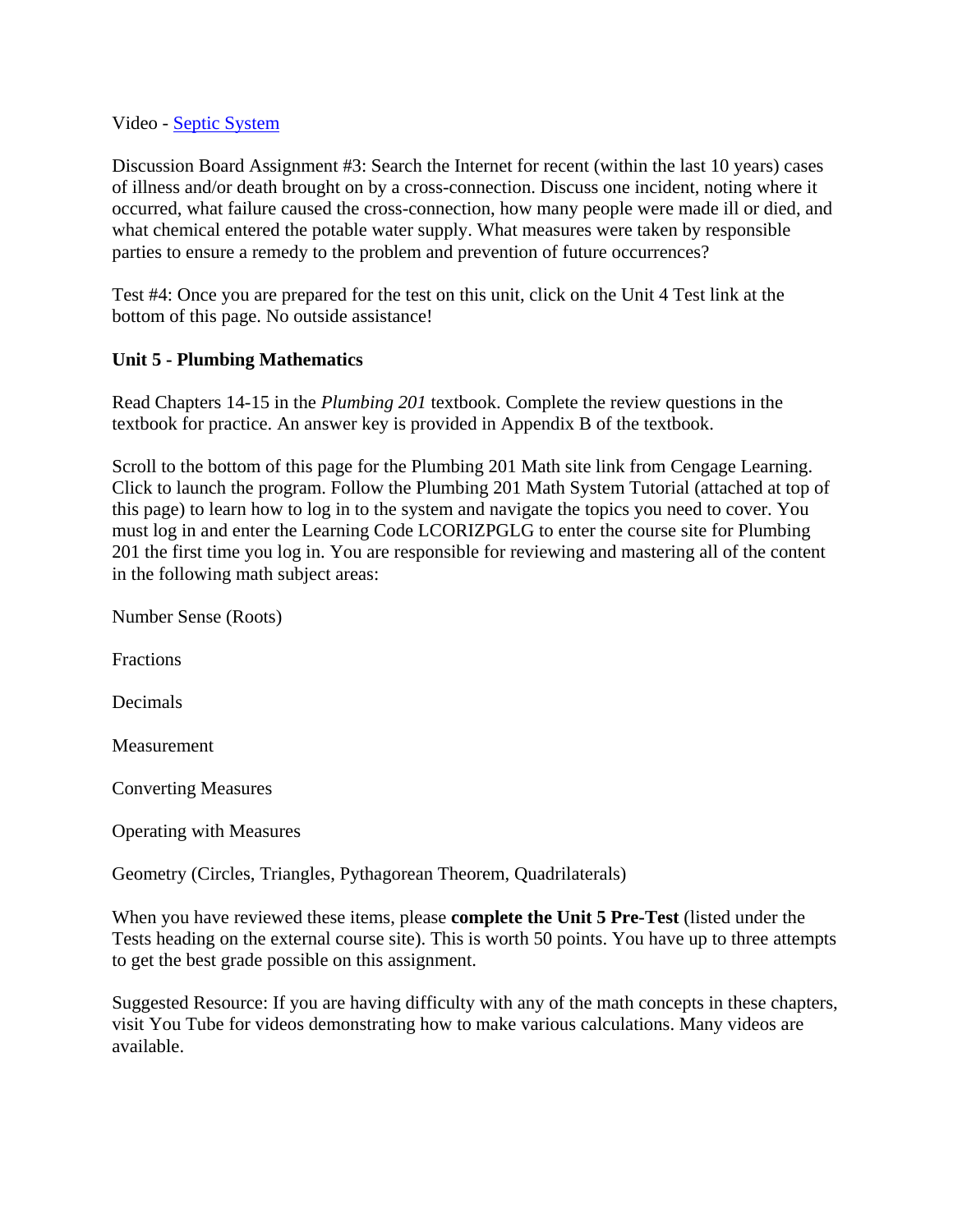Video - [Septic System]

Discussion Board Assignment #3: Search the Internet for recent (within the last 10 years) cases of illness and/or death brought on by a cross-connection. Discuss one incident, noting where it occurred, what failure caused the cross-connection, how many people were made ill or died, and what chemical entered the potable water supply. What measures were taken by responsible parties to ensure a remedy to the problem and prevention of future occurrences?

Test #4: Once you are prepared for the test on this unit, click on the Unit 4 Test link at the bottom of this page. No outside assistance!

**Unit 5 - Plumbing Mathematics**

Read Chapters 14-15 in the *Plumbing 201* textbook. Complete the review questions in the textbook for practice. An answer key is provided in Appendix B of the textbook.

Scroll to the bottom of this page for the Plumbing 201 Math site link from Cengage Learning. Click to launch the program. Follow the Plumbing 201 Math System Tutorial (attached at top of this page) to learn how to log in to the system and navigate the topics you need to cover. You must log in and enter the Learning Code LCORIZPGLG to enter the course site for Plumbing 201 the first time you log in. You are responsible for reviewing and mastering all of the content in the following math subject areas:

Number Sense (Roots)

Fractions

Decimals

Measurement

Converting Measures

Operating with Measures

Geometry (Circles, Triangles, Pythagorean Theorem, Quadrilaterals)

When you have reviewed these items, please **complete the Unit 5 Pre-Test** (listed under the Tests heading on the external course site). This is worth 50 points. You have up to three attempts to get the best grade possible on this assignment.

Suggested Resource: If you are having difficulty with any of the math concepts in these chapters, visit You Tube for videos demonstrating how to make various calculations. Many videos are available.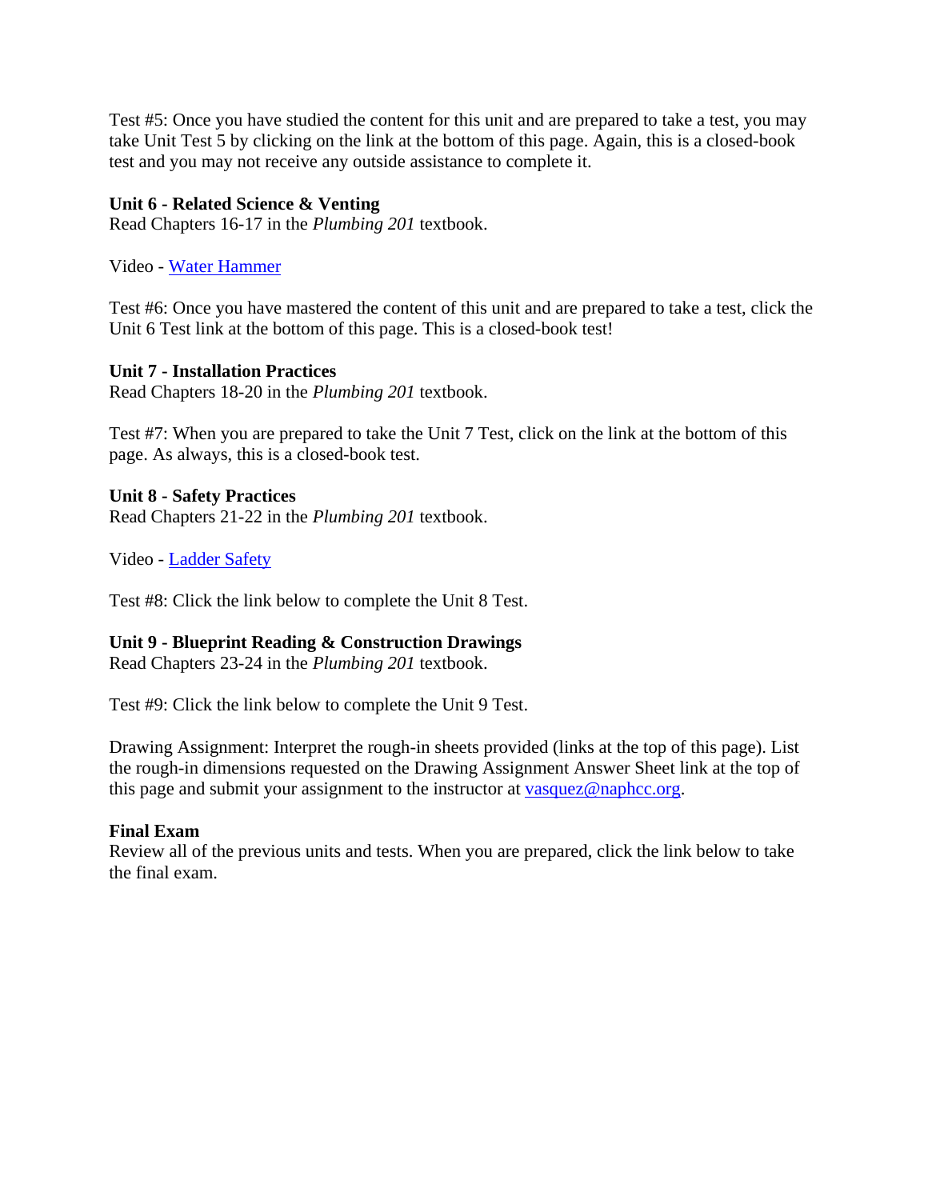Test #5: Once you have studied the content for this unit and are prepared to take a test, you may take Unit Test 5 by clicking on the link at the bottom of this page. Again, this is a closed-book test and you may not receive any outside assistance to complete it.

**Unit 6 - Related Science & Venting**
Read Chapters 16-17 in the *Plumbing 201* textbook.

Video - Water Hammer

Test #6: Once you have mastered the content of this unit and are prepared to take a test, click the Unit 6 Test link at the bottom of this page. This is a closed-book test!

**Unit 7 - Installation Practices**
Read Chapters 18-20 in the *Plumbing 201* textbook.

Test #7: When you are prepared to take the Unit 7 Test, click on the link at the bottom of this page. As always, this is a closed-book test.

**Unit 8 - Safety Practices**
Read Chapters 21-22 in the *Plumbing 201* textbook.

Video - Ladder Safety

Test #8: Click the link below to complete the Unit 8 Test.

**Unit 9 - Blueprint Reading & Construction Drawings**
Read Chapters 23-24 in the *Plumbing 201* textbook.

Test #9: Click the link below to complete the Unit 9 Test.

Drawing Assignment: Interpret the rough-in sheets provided (links at the top of this page). List the rough-in dimensions requested on the Drawing Assignment Answer Sheet link at the top of this page and submit your assignment to the instructor at vasquez@naphcc.org.

**Final Exam**
Review all of the previous units and tests. When you are prepared, click the link below to take the final exam.